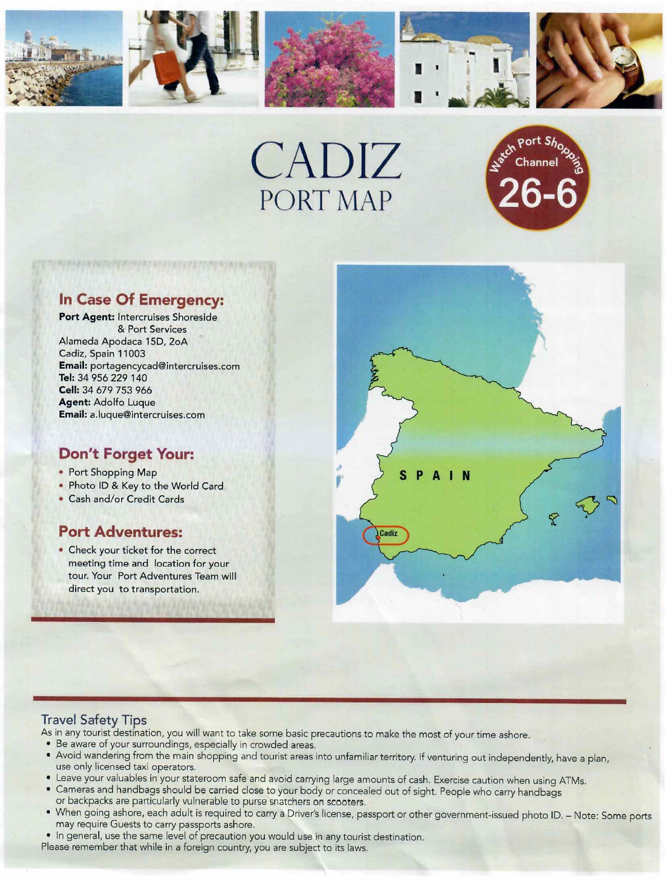# CADIZ
## PORT MAP

Watch Port Shopping Channel 26-6

### In Case Of Emergency:

**Port Agent:** Intercruises Shoreside & Port Services
Alameda Apodaca 15D, 2oA
Cadiz, Spain 11003
**Email:** portagencycad@intercruises.com
**Tel:** 34 956 229 140
**Cell:** 34 679 753 966
**Agent:** Adolfo Luque
**Email:** a.luque@intercruises.com

### Don't Forget Your:

- Port Shopping Map
- Photo ID & Key to the World Card
- Cash and/or Credit Cards

### Port Adventures:

- Check your ticket for the correct meeting time and location for your tour. Your Port Adventures Team will direct you to transportation.

SPAIN

Cadiz

### Travel Safety Tips

As in any tourist destination, you will want to take some basic precautions to make the most of your time ashore.

- Be aware of your surroundings, especially in crowded areas.
- Avoid wandering from the main shopping and tourist areas into unfamiliar territory. If venturing out independently, have a plan, use only licensed taxi operators.
- Leave your valuables in your stateroom safe and avoid carrying large amounts of cash. Exercise caution when using ATMs.
- Cameras and handbags should be carried close to your body or concealed out of sight. People who carry handbags or backpacks are particularly vulnerable to purse snatchers on scooters.
- When going ashore, each adult is required to carry a Driver's license, passport or other government-issued photo ID. – Note: Some ports may require Guests to carry passports ashore.
- In general, use the same level of precaution you would use in any tourist destination.

Please remember that while in a foreign country, you are subject to its laws.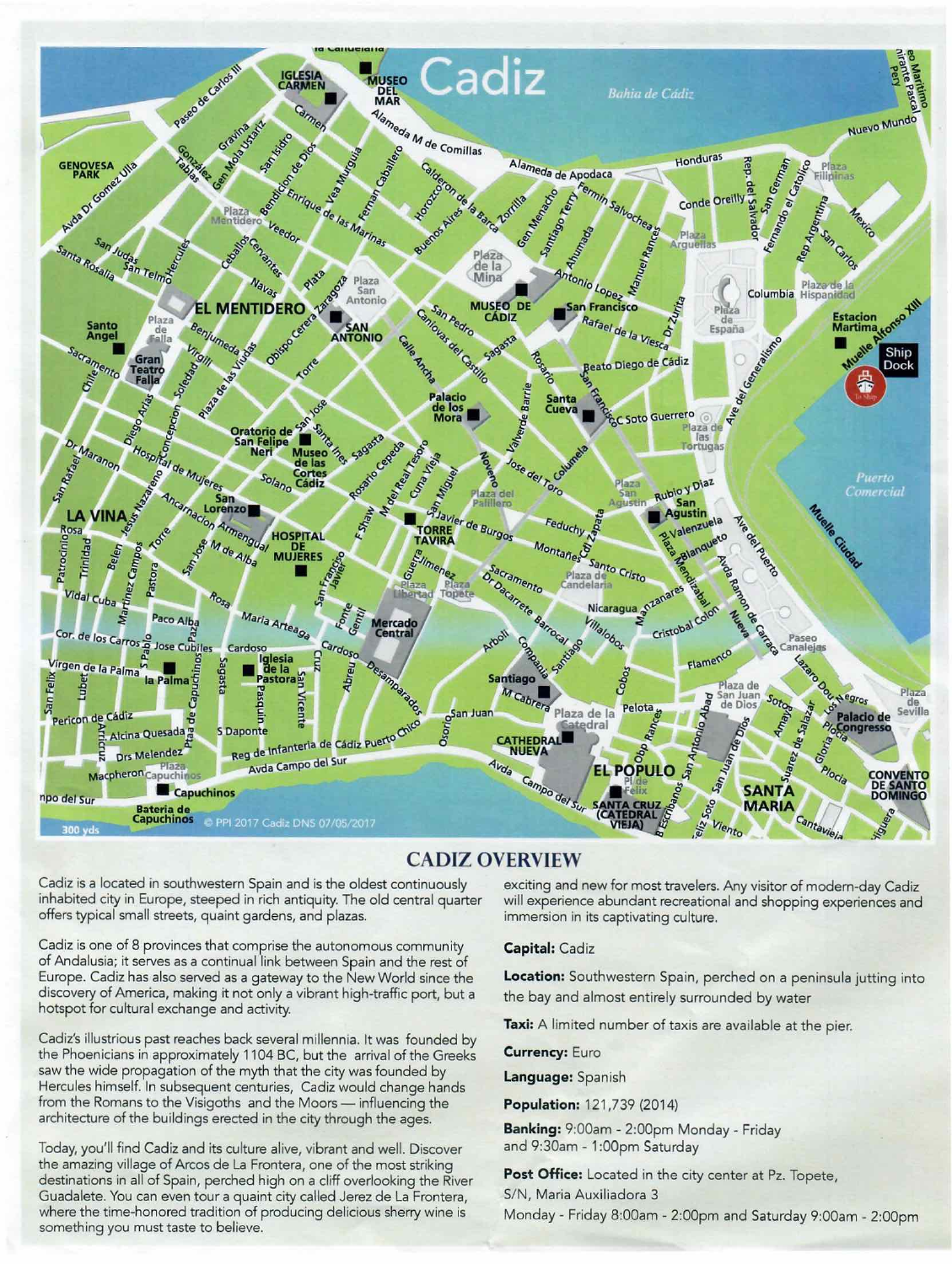# Cadiz

## CADIZ OVERVIEW

Cadiz is a located in southwestern Spain and is the oldest continuously inhabited city in Europe, steeped in rich antiquity. The old central quarter offers typical small streets, quaint gardens, and plazas.

Cadiz is one of 8 provinces that comprise the autonomous community of Andalusia; it serves as a continual link between Spain and the rest of Europe. Cadiz has also served as a gateway to the New World since the discovery of America, making it not only a vibrant high-traffic port, but a hotspot for cultural exchange and activity.

Cadiz's illustrious past reaches back several millennia. It was founded by the Phoenicians in approximately 1104 BC, but the arrival of the Greeks saw the wide propagation of the myth that the city was founded by Hercules himself. In subsequent centuries, Cadiz would change hands from the Romans to the Visigoths and the Moors — influencing the architecture of the buildings erected in the city through the ages.

Today, you'll find Cadiz and its culture alive, vibrant and well. Discover the amazing village of Arcos de La Frontera, one of the most striking destinations in all of Spain, perched high on a cliff overlooking the River Guadalete. You can even tour a quaint city called Jerez de La Frontera, where the time-honored tradition of producing delicious sherry wine is something you must taste to believe.

exciting and new for most travelers. Any visitor of modern-day Cadiz will experience abundant recreational and shopping experiences and immersion in its captivating culture.

**Capital:** Cadiz

**Location:** Southwestern Spain, perched on a peninsula jutting into the bay and almost entirely surrounded by water

**Taxi:** A limited number of taxis are available at the pier.

**Currency:** Euro

**Language:** Spanish

**Population:** 121,739 (2014)

**Banking:** 9:00am - 2:00pm Monday - Friday and 9:30am - 1:00pm Saturday

**Post Office:** Located in the city center at Pz. Topete, S/N, Maria Auxiliadora 3
Monday - Friday 8:00am - 2:00pm and Saturday 9:00am - 2:00pm